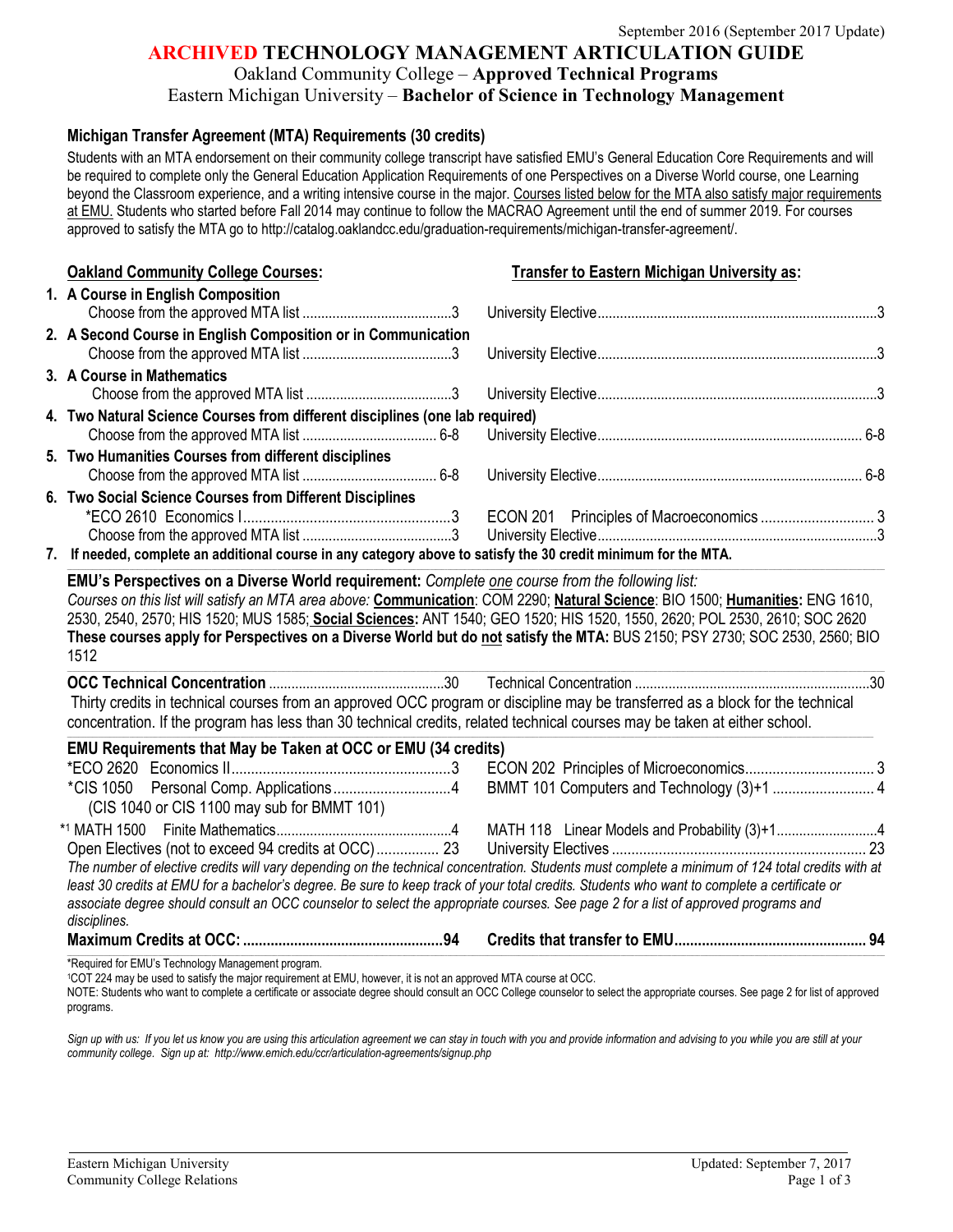September 2016 (September 2017 Update)

# ARCHIVED TECHNOLOGY MANAGEMENT ARTICULATION GUIDE

## Oakland Community College – Approved Technical Programs
## Eastern Michigan University – Bachelor of Science in Technology Management

### Michigan Transfer Agreement (MTA) Requirements (30 credits)

Students with an MTA endorsement on their community college transcript have satisfied EMU's General Education Core Requirements and will be required to complete only the General Education Application Requirements of one Perspectives on a Diverse World course, one Learning beyond the Classroom experience, and a writing intensive course in the major. Courses listed below for the MTA also satisfy major requirements at EMU. Students who started before Fall 2014 may continue to follow the MACRAO Agreement until the end of summer 2019. For courses approved to satisfy the MTA go to http://catalog.oaklandcc.edu/graduation-requirements/michigan-transfer-agreement/.

| Oakland Community College Courses: | | Transfer to Eastern Michigan University as: | |
|---|---|---|---|
| **1. A Course in English Composition** | | | |
| Choose from the approved MTA list | 3 | University Elective | 3 |
| **2. A Second Course in English Composition or in Communication** | | | |
| Choose from the approved MTA list | 3 | University Elective | 3 |
| **3. A Course in Mathematics** | | | |
| Choose from the approved MTA list | 3 | University Elective | 3 |
| **4. Two Natural Science Courses from different disciplines (one lab required)** | | | |
| Choose from the approved MTA list | 6-8 | University Elective | 6-8 |
| **5. Two Humanities Courses from different disciplines** | | | |
| Choose from the approved MTA list | 6-8 | University Elective | 6-8 |
| **6. Two Social Science Courses from Different Disciplines** | | | |
| *ECO 2610 Economics I | 3 | ECON 201 Principles of Macroeconomics | 3 |
| Choose from the approved MTA list | 3 | University Elective | 3 |

**7. If needed, complete an additional course in any category above to satisfy the 30 credit minimum for the MTA.**

**EMU's Perspectives on a Diverse World requirement:** *Complete one course from the following list:*
*Courses on this list will satisfy an MTA area above:* **Communication**: COM 2290; **Natural Science**: BIO 1500; **Humanities:** ENG 1610, 2530, 2540, 2570; HIS 1520; MUS 1585; **Social Sciences:** ANT 1540; GEO 1520; HIS 1520, 1550, 2620; POL 2530, 2610; SOC 2620
**These courses apply for Perspectives on a Diverse World but do not satisfy the MTA:** BUS 2150; PSY 2730; SOC 2530, 2560; BIO 1512

| | | | |
|---|---|---|---|
| **OCC Technical Concentration** | 30 | Technical Concentration | 30 |

Thirty credits in technical courses from an approved OCC program or discipline may be transferred as a block for the technical concentration. If the program has less than 30 technical credits, related technical courses may be taken at either school.

### EMU Requirements that May be Taken at OCC or EMU (34 credits)

| | | | |
|---|---|---|---|
| *ECO 2620 Economics II | 3 | ECON 202 Principles of Microeconomics | 3 |
| *CIS 1050 Personal Comp. Applications (CIS 1040 or CIS 1100 may sub for BMMT 101) | 4 | BMMT 101 Computers and Technology (3)+1 | 4 |
| *[1] MATH 1500 Finite Mathematics | 4 | MATH 118 Linear Models and Probability (3)+1 | 4 |
| Open Electives (not to exceed 94 credits at OCC) | 23 | University Electives | 23 |

*The number of elective credits will vary depending on the technical concentration. Students must complete a minimum of 124 total credits with at least 30 credits at EMU for a bachelor's degree. Be sure to keep track of your total credits. Students who want to complete a certificate or associate degree should consult an OCC counselor to select the appropriate courses. See page 2 for a list of approved programs and disciplines.*

| | | | |
|---|---|---|---|
| **Maximum Credits at OCC:** | **94** | **Credits that transfer to EMU** | **94** |

*Required for EMU's Technology Management program.
[1]COT 224 may be used to satisfy the major requirement at EMU, however, it is not an approved MTA course at OCC.
NOTE: Students who want to complete a certificate or associate degree should consult an OCC College counselor to select the appropriate courses. See page 2 for list of approved programs.

*Sign up with us: If you let us know you are using this articulation agreement we can stay in touch with you and provide information and advising to you while you are still at your community college. Sign up at: http://www.emich.edu/ccr/articulation-agreements/signup.php*

Eastern Michigan University
Community College Relations

Updated: September 7, 2017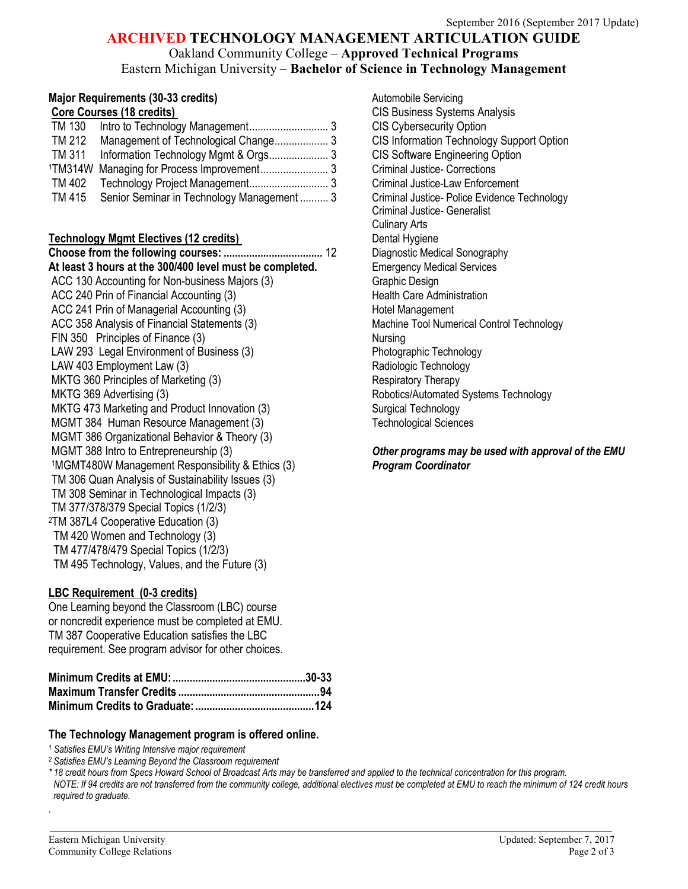# ARCHIVED TECHNOLOGY MANAGEMENT ARTICULATION GUIDE

Oakland Community College – **Approved Technical Programs**

Eastern Michigan University – **Bachelor of Science in Technology Management**

September 2016 (September 2017 Update)

## Major Requirements (30-33 credits)

### Core Courses (18 credits)

| Course | Title | Credits |
|---|---|---|
| TM 130 | Intro to Technology Management | 3 |
| TM 212 | Management of Technological Change | 3 |
| TM 311 | Information Technology Mgmt & Orgs | 3 |
| [1]TM314W | Managing for Process Improvement | 3 |
| TM 402 | Technology Project Management | 3 |
| TM 415 | Senior Seminar in Technology Management | 3 |

### Technology Mgmt Electives (12 credits)

**Choose from the following courses:** .................................... 12

**At least 3 hours at the 300/400 level must be completed.**

- ACC 130 Accounting for Non-business Majors (3)
- ACC 240 Prin of Financial Accounting (3)
- ACC 241 Prin of Managerial Accounting (3)
- ACC 358 Analysis of Financial Statements (3)
- FIN 350 Principles of Finance (3)
- LAW 293 Legal Environment of Business (3)
- LAW 403 Employment Law (3)
- MKTG 360 Principles of Marketing (3)
- MKTG 369 Advertising (3)
- MKTG 473 Marketing and Product Innovation (3)
- MGMT 384 Human Resource Management (3)
- MGMT 386 Organizational Behavior & Theory (3)
- MGMT 388 Intro to Entrepreneurship (3)
- [1]MGMT480W Management Responsibility & Ethics (3)
- TM 306 Quan Analysis of Sustainability Issues (3)
- TM 308 Seminar in Technological Impacts (3)
- TM 377/378/379 Special Topics (1/2/3)
- [2]TM 387L4 Cooperative Education (3)
- TM 420 Women and Technology (3)
- TM 477/478/479 Special Topics (1/2/3)
- TM 495 Technology, Values, and the Future (3)

### LBC Requirement (0-3 credits)

One Learning beyond the Classroom (LBC) course or noncredit experience must be completed at EMU. TM 387 Cooperative Education satisfies the LBC requirement. See program advisor for other choices.

**Minimum Credits at EMU:** ............................................... **30-33**
**Maximum Transfer Credits** .................................................. **94**
**Minimum Credits to Graduate:** .......................................... **124**

### Approved Technical Programs

- Automobile Servicing
- CIS Business Systems Analysis
- CIS Cybersecurity Option
- CIS Information Technology Support Option
- CIS Software Engineering Option
- Criminal Justice- Corrections
- Criminal Justice-Law Enforcement
- Criminal Justice- Police Evidence Technology
- Criminal Justice- Generalist
- Culinary Arts
- Dental Hygiene
- Diagnostic Medical Sonography
- Emergency Medical Services
- Graphic Design
- Health Care Administration
- Hotel Management
- Machine Tool Numerical Control Technology
- Nursing
- Photographic Technology
- Radiologic Technology
- Respiratory Therapy
- Robotics/Automated Systems Technology
- Surgical Technology
- Technological Sciences

***Other programs may be used with approval of the EMU Program Coordinator***

### The Technology Management program is offered online.

*[1] Satisfies EMU's Writing Intensive major requirement*

*[2] Satisfies EMU's Learning Beyond the Classroom requirement*

*\* 18 credit hours from Specs Howard School of Broadcast Arts may be transferred and applied to the technical concentration for this program.*

*NOTE: If 94 credits are not transferred from the community college, additional electives must be completed at EMU to reach the minimum of 124 credit hours required to graduate.*

Eastern Michigan University
Community College Relations

Updated: September 7, 2017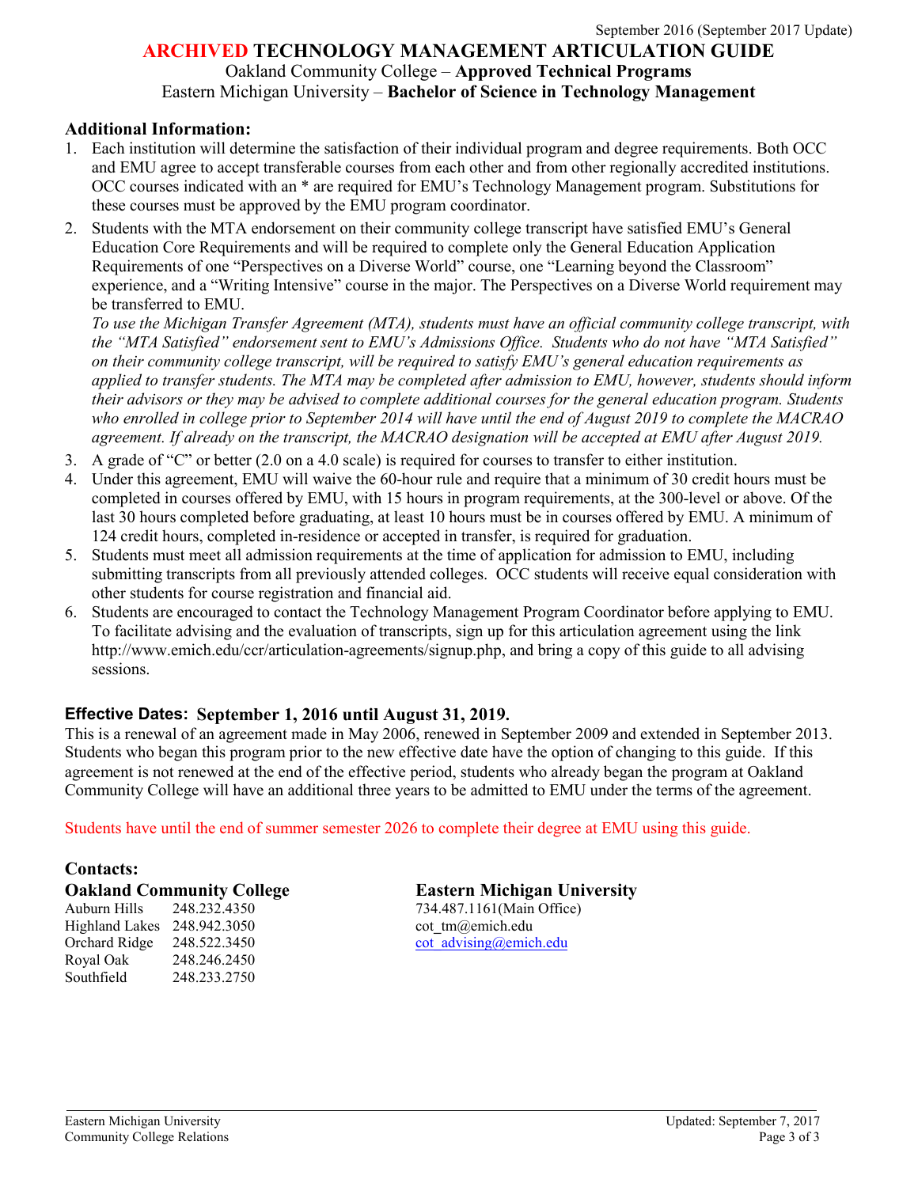September 2016 (September 2017 Update)

# ARCHIVED TECHNOLOGY MANAGEMENT ARTICULATION GUIDE

Oakland Community College – **Approved Technical Programs**

Eastern Michigan University – **Bachelor of Science in Technology Management**

## Additional Information:

1. Each institution will determine the satisfaction of their individual program and degree requirements. Both OCC and EMU agree to accept transferable courses from each other and from other regionally accredited institutions. OCC courses indicated with an * are required for EMU's Technology Management program. Substitutions for these courses must be approved by the EMU program coordinator.
2. Students with the MTA endorsement on their community college transcript have satisfied EMU's General Education Core Requirements and will be required to complete only the General Education Application Requirements of one "Perspectives on a Diverse World" course, one "Learning beyond the Classroom" experience, and a "Writing Intensive" course in the major. The Perspectives on a Diverse World requirement may be transferred to EMU.
   *To use the Michigan Transfer Agreement (MTA), students must have an official community college transcript, with the "MTA Satisfied" endorsement sent to EMU's Admissions Office. Students who do not have "MTA Satisfied" on their community college transcript, will be required to satisfy EMU's general education requirements as applied to transfer students. The MTA may be completed after admission to EMU, however, students should inform their advisors or they may be advised to complete additional courses for the general education program. Students who enrolled in college prior to September 2014 will have until the end of August 2019 to complete the MACRAO agreement. If already on the transcript, the MACRAO designation will be accepted at EMU after August 2019.*
3. A grade of "C" or better (2.0 on a 4.0 scale) is required for courses to transfer to either institution.
4. Under this agreement, EMU will waive the 60-hour rule and require that a minimum of 30 credit hours must be completed in courses offered by EMU, with 15 hours in program requirements, at the 300-level or above. Of the last 30 hours completed before graduating, at least 10 hours must be in courses offered by EMU. A minimum of 124 credit hours, completed in-residence or accepted in transfer, is required for graduation.
5. Students must meet all admission requirements at the time of application for admission to EMU, including submitting transcripts from all previously attended colleges. OCC students will receive equal consideration with other students for course registration and financial aid.
6. Students are encouraged to contact the Technology Management Program Coordinator before applying to EMU. To facilitate advising and the evaluation of transcripts, sign up for this articulation agreement using the link http://www.emich.edu/ccr/articulation-agreements/signup.php, and bring a copy of this guide to all advising sessions.

## Effective Dates: September 1, 2016 until August 31, 2019.

This is a renewal of an agreement made in May 2006, renewed in September 2009 and extended in September 2013. Students who began this program prior to the new effective date have the option of changing to this guide. If this agreement is not renewed at the end of the effective period, students who already began the program at Oakland Community College will have an additional three years to be admitted to EMU under the terms of the agreement.

Students have until the end of summer semester 2026 to complete their degree at EMU using this guide.

## Contacts:

### Oakland Community College

| | |
|---|---|
| Auburn Hills | 248.232.4350 |
| Highland Lakes | 248.942.3050 |
| Orchard Ridge | 248.522.3450 |
| Royal Oak | 248.246.2450 |
| Southfield | 248.233.2750 |

### Eastern Michigan University

734.487.1161(Main Office)
cot_tm@emich.edu
cot_advising@emich.edu

Eastern Michigan University
Community College Relations

Updated: September 7, 2017